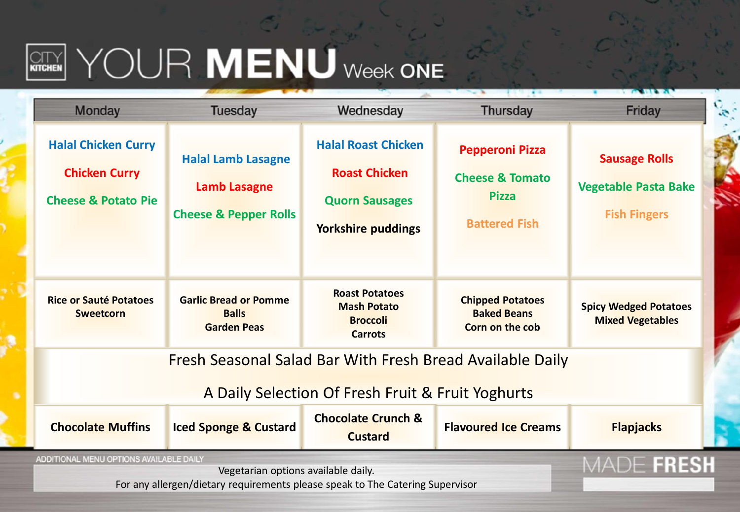# CITY KITCHEN YOUR MENU Week ONE

| Monday | Tuesday | Wednesday | Thursday | Friday |
|---|---|---|---|---|
| Halal Chicken Curry<br>Chicken Curry<br>Cheese & Potato Pie | Halal Lamb Lasagne<br>Lamb Lasagne<br>Cheese & Pepper Rolls | Halal Roast Chicken<br>Roast Chicken<br>Quorn Sausages<br>Yorkshire puddings | Pepperoni Pizza<br>Cheese & Tomato Pizza<br>Battered Fish | Sausage Rolls<br>Vegetable Pasta Bake<br>Fish Fingers |
| Rice or Sauté Potatoes<br>Sweetcorn | Garlic Bread or Pomme Balls<br>Garden Peas | Roast Potatoes<br>Mash Potato<br>Broccoli<br>Carrots | Chipped Potatoes<br>Baked Beans<br>Corn on the cob | Spicy Wedged Potatoes<br>Mixed Vegetables |
| Fresh Seasonal Salad Bar With Fresh Bread Available Daily<br>A Daily Selection Of Fresh Fruit & Fruit Yoghurts | | | | |
| Chocolate Muffins | Iced Sponge & Custard | Chocolate Crunch & Custard | Flavoured Ice Creams | Flapjacks |

ADDITIONAL MENU OPTIONS AVAILABLE DAILY

Vegetarian options available daily.
For any allergen/dietary requirements please speak to The Catering Supervisor

MADE FRESH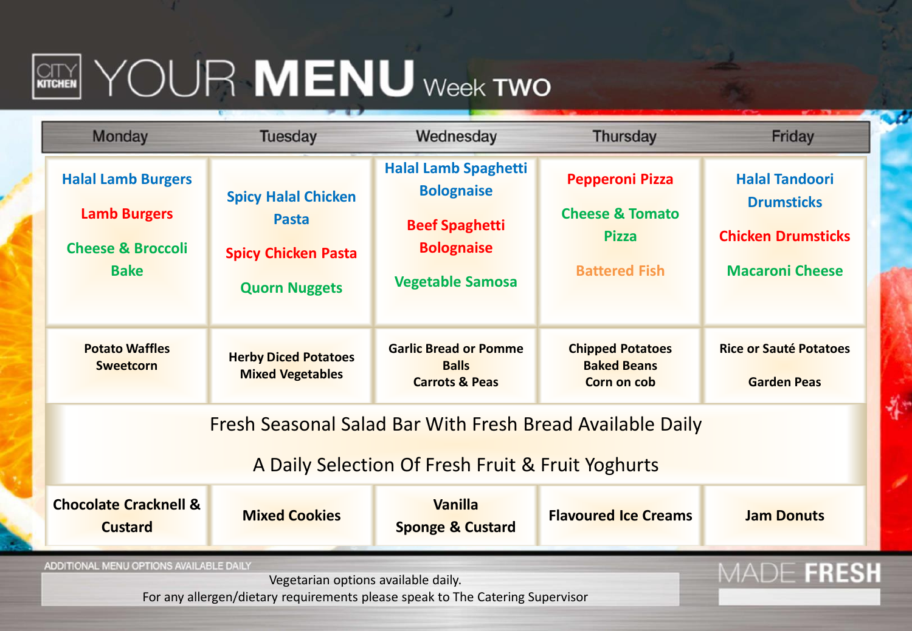# CITY KITCHEN YOUR MENU Week TWO

| Monday | Tuesday | Wednesday | Thursday | Friday |
|---|---|---|---|---|
| Halal Lamb Burgers<br>Lamb Burgers<br>Cheese & Broccoli Bake | Spicy Halal Chicken Pasta<br>Spicy Chicken Pasta<br>Quorn Nuggets | Halal Lamb Spaghetti Bolognaise<br>Beef Spaghetti Bolognaise<br>Vegetable Samosa | Pepperoni Pizza<br>Cheese & Tomato Pizza<br>Battered Fish | Halal Tandoori Drumsticks<br>Chicken Drumsticks<br>Macaroni Cheese |
| Potato Waffles<br>Sweetcorn | Herby Diced Potatoes<br>Mixed Vegetables | Garlic Bread or Pomme Balls<br>Carrots & Peas | Chipped Potatoes<br>Baked Beans<br>Corn on cob | Rice or Sauté Potatoes<br>Garden Peas |
| Fresh Seasonal Salad Bar With Fresh Bread Available Daily<br>A Daily Selection Of Fresh Fruit & Fruit Yoghurts | | | | |
| Chocolate Cracknell & Custard | Mixed Cookies | Vanilla Sponge & Custard | Flavoured Ice Creams | Jam Donuts |

ADDITIONAL MENU OPTIONS AVAILABLE DAILY

Vegetarian options available daily.
For any allergen/dietary requirements please speak to The Catering Supervisor

MADE FRESH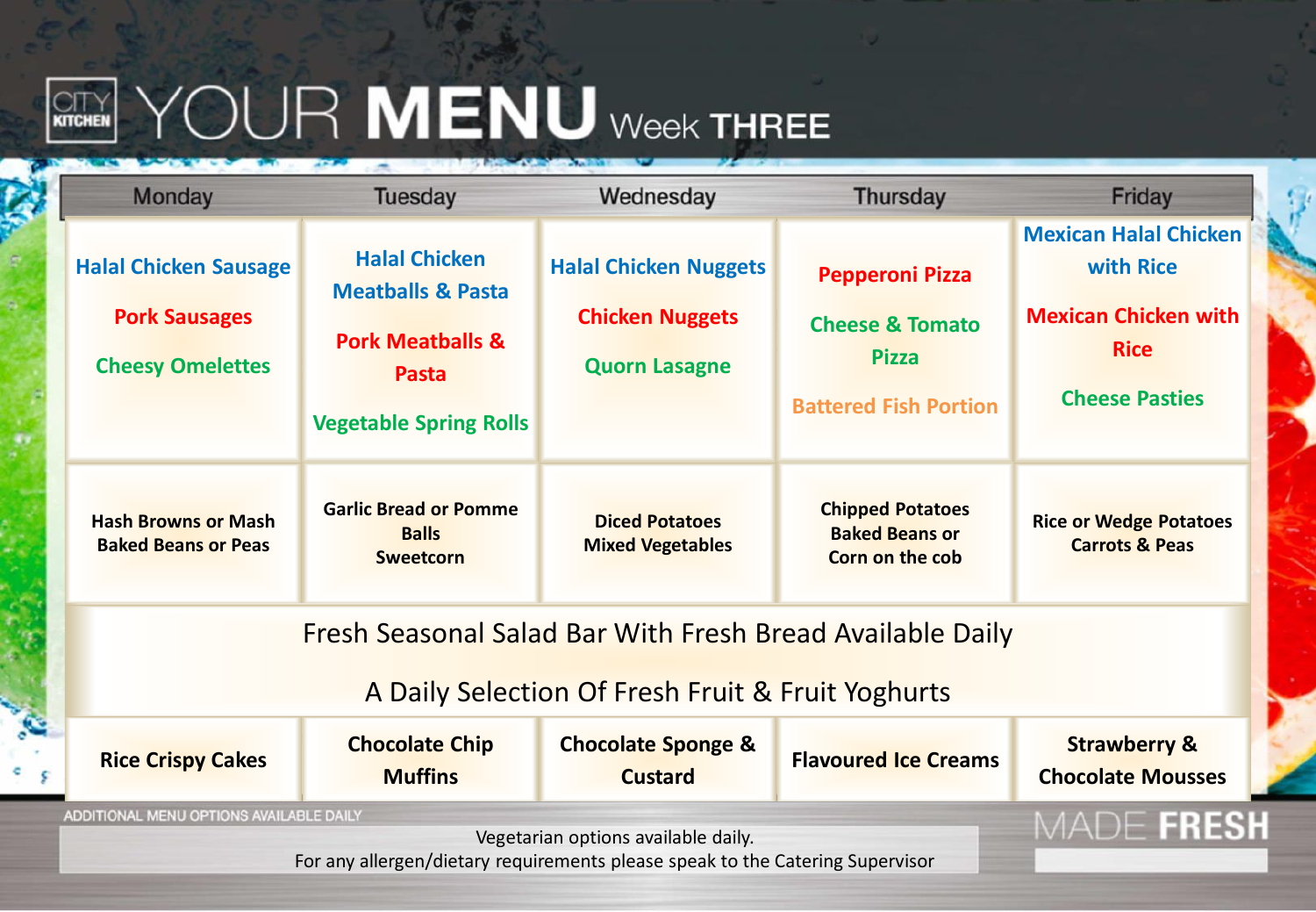# CITY KITCHEN — YOUR MENU Week THREE

| Monday | Tuesday | Wednesday | Thursday | Friday |
| --- | --- | --- | --- | --- |
| Halal Chicken Sausage<br><br>Pork Sausages<br><br>Cheesy Omelettes | Halal Chicken Meatballs & Pasta<br><br>Pork Meatballs & Pasta<br><br>Vegetable Spring Rolls | Halal Chicken Nuggets<br><br>Chicken Nuggets<br><br>Quorn Lasagne | Pepperoni Pizza<br><br>Cheese & Tomato Pizza<br><br>Battered Fish Portion | Mexican Halal Chicken with Rice<br><br>Mexican Chicken with Rice<br><br>Cheese Pasties |
| Hash Browns or Mash<br>Baked Beans or Peas | Garlic Bread or Pomme Balls<br>Sweetcorn | Diced Potatoes<br>Mixed Vegetables | Chipped Potatoes<br>Baked Beans or<br>Corn on the cob | Rice or Wedge Potatoes<br>Carrots & Peas |
| Fresh Seasonal Salad Bar With Fresh Bread Available Daily<br><br>A Daily Selection Of Fresh Fruit & Fruit Yoghurts | | | | |
| Rice Crispy Cakes | Chocolate Chip Muffins | Chocolate Sponge & Custard | Flavoured Ice Creams | Strawberry & Chocolate Mousses |

ADDITIONAL MENU OPTIONS AVAILABLE DAILY

Vegetarian options available daily.
For any allergen/dietary requirements please speak to the Catering Supervisor

MADE FRESH